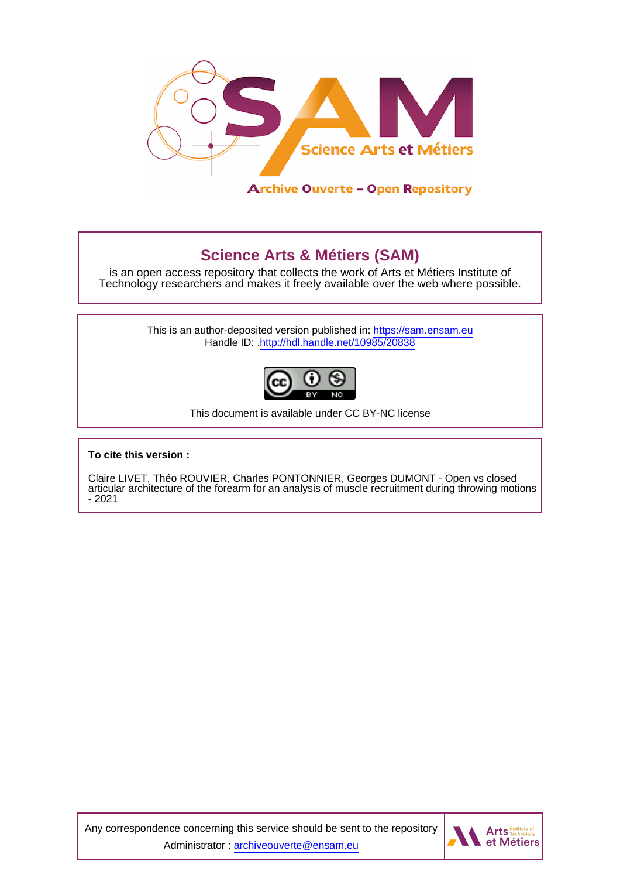Science Arts et Métiers

Archive Ouverte – Open Repository

## Science Arts & Métiers (SAM)

is an open access repository that collects the work of Arts et Métiers Institute of Technology researchers and makes it freely available over the web where possible.

This is an author-deposited version published in: https://sam.ensam.eu
Handle ID: .http://hdl.handle.net/10985/20838

This document is available under CC BY-NC license

**To cite this version :**

Claire LIVET, Théo ROUVIER, Charles PONTONNIER, Georges DUMONT - Open vs closed articular architecture of the forearm for an analysis of muscle recruitment during throwing motions - 2021

Any correspondence concerning this service should be sent to the repository Administrator : archiveouverte@ensam.eu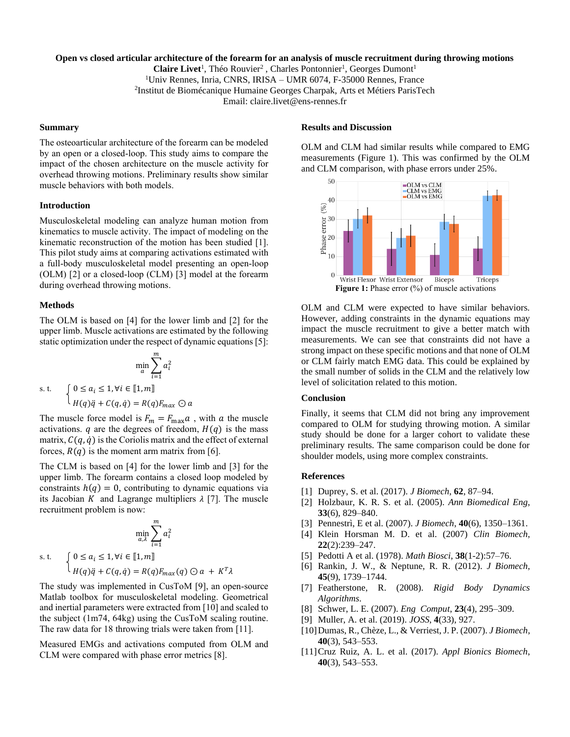**Open vs closed articular architecture of the forearm for an analysis of muscle recruitment during throwing motions**

**Claire Livet**[1], Théo Rouvier[2] , Charles Pontonnier[1], Georges Dumont[1]

[1]Univ Rennes, Inria, CNRS, IRISA – UMR 6074, F-35000 Rennes, France

[2]Institut de Biomécanique Humaine Georges Charpak, Arts et Métiers ParisTech

Email: claire.livet@ens-rennes.fr

## Summary

The osteoarticular architecture of the forearm can be modeled by an open or a closed-loop. This study aims to compare the impact of the chosen architecture on the muscle activity for overhead throwing motions. Preliminary results show similar muscle behaviors with both models.

## Introduction

Musculoskeletal modeling can analyze human motion from kinematics to muscle activity. The impact of modeling on the kinematic reconstruction of the motion has been studied [1]. This pilot study aims at comparing activations estimated with a full-body musculoskeletal model presenting an open-loop (OLM) [2] or a closed-loop (CLM) [3] model at the forearm during overhead throwing motions.

## Methods

The OLM is based on [4] for the lower limb and [2] for the upper limb. Muscle activations are estimated by the following static optimization under the respect of dynamic equations [5]:

$$\min_{a} \sum_{i=1}^{m} a_i^2$$

$$\text{s. t.} \quad \begin{cases} 0 \leq a_i \leq 1, \forall i \in [\![1, m]\!] \\ H(q)\ddot{q} + C(q,\dot{q}) = R(q)F_{max} \odot a \end{cases}$$

The muscle force model is $F_m = F_{\max}a$ , with $a$ the muscle activations. $q$ are the degrees of freedom, $H(q)$ is the mass matrix, $C(q,\dot{q})$ is the Coriolis matrix and the effect of external forces, $R(q)$ is the moment arm matrix from [6].

The CLM is based on [4] for the lower limb and [3] for the upper limb. The forearm contains a closed loop modeled by constraints $h(q) = 0$, contributing to dynamic equations via its Jacobian $K$ and Lagrange multipliers $\lambda$ [7]. The muscle recruitment problem is now:

$$\min_{a,\lambda} \sum_{i=1}^{m} a_i^2$$

$$\text{s. t.} \quad \begin{cases} 0 \leq a_i \leq 1, \forall i \in [\![1, m]\!] \\ H(q)\ddot{q} + C(q,\dot{q}) = R(q)F_{max}(q) \odot a \ + \ K^T\lambda \end{cases}$$

The study was implemented in CusToM [9], an open-source Matlab toolbox for musculoskeletal modeling. Geometrical and inertial parameters were extracted from [10] and scaled to the subject (1m74, 64kg) using the CusToM scaling routine. The raw data for 18 throwing trials were taken from [11].

Measured EMGs and activations computed from OLM and CLM were compared with phase error metrics [8].

## Results and Discussion

OLM and CLM had similar results while compared to EMG measurements (Figure 1). This was confirmed by the OLM and CLM comparison, with phase errors under 25%.

OLM vs CLM
CLM vs EMG
OLM vs EMG
Phase error (%)
0
10
20
30
40
50
Wrist Flexor
Wrist Extensor
Biceps
Triceps

**Figure 1:** Phase error (%) of muscle activations

OLM and CLM were expected to have similar behaviors. However, adding constraints in the dynamic equations may impact the muscle recruitment to give a better match with measurements. We can see that constraints did not have a strong impact on these specific motions and that none of OLM or CLM fairly match EMG data. This could be explained by the small number of solids in the CLM and the relatively low level of solicitation related to this motion.

## Conclusion

Finally, it seems that CLM did not bring any improvement compared to OLM for studying throwing motion. A similar study should be done for a larger cohort to validate these preliminary results. The same comparison could be done for shoulder models, using more complex constraints.

## References

[1] Duprey, S. et al. (2017). *J Biomech*, **62**, 87–94.

[2] Holzbaur, K. R. S. et al. (2005). *Ann Biomedical Eng*, **33**(6), 829–840.

[3] Pennestrì, E et al. (2007). *J Biomech*, **40**(6), 1350–1361.

[4] Klein Horsman M. D. et al. (2007) *Clin Biomech*, **22**(2):239–247.

[5] Pedotti A et al. (1978). *Math Biosci*, **38**(1-2):57–76.

[6] Rankin, J. W., & Neptune, R. R. (2012). *J Biomech*, **45**(9), 1739–1744.

[7] Featherstone, R. (2008). *Rigid Body Dynamics Algorithms*.

[8] Schwer, L. E. (2007). *Eng Comput*, **23**(4), 295–309.

[9] Muller, A. et al. (2019). *JOSS*, **4**(33), 927.

[10] Dumas, R., Chèze, L., & Verriest, J. P. (2007). *J Biomech*, **40**(3), 543–553.

[11] Cruz Ruiz, A. L. et al. (2017). *Appl Bionics Biomech*, **40**(3), 543–553.